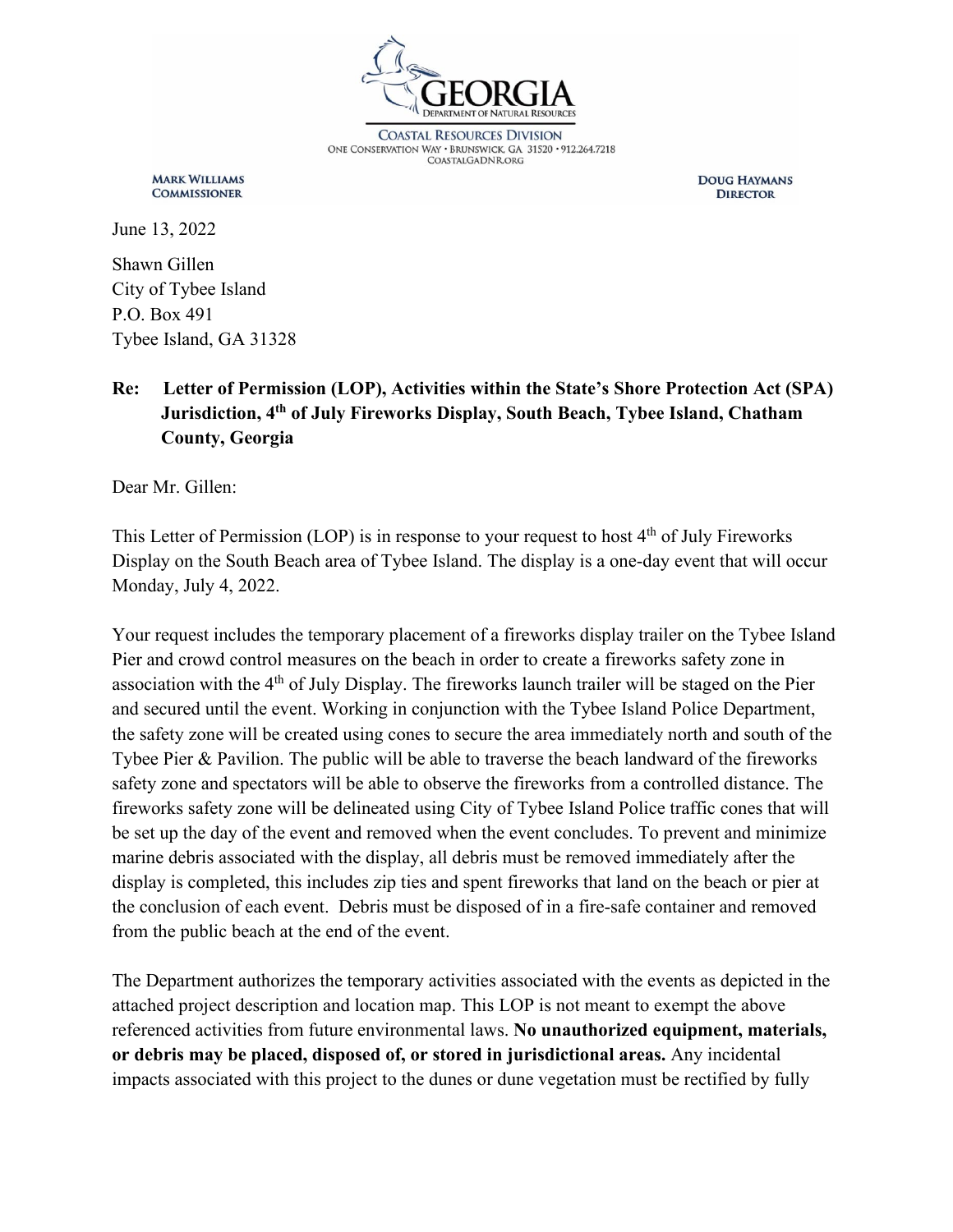GEORGIA
DEPARTMENT OF NATURAL RESOURCES

COASTAL RESOURCES DIVISION
ONE CONSERVATION WAY • BRUNSWICK, GA 31520 • 912.264.7218
COASTALGADNR.ORG

**MARK WILLIAMS**
**COMMISSIONER**

**DOUG HAYMANS**
**DIRECTOR**

June 13, 2022

Shawn Gillen
City of Tybee Island
P.O. Box 491
Tybee Island, GA 31328

**Re: Letter of Permission (LOP), Activities within the State's Shore Protection Act (SPA) Jurisdiction, 4th of July Fireworks Display, South Beach, Tybee Island, Chatham County, Georgia**

Dear Mr. Gillen:

This Letter of Permission (LOP) is in response to your request to host 4th of July Fireworks Display on the South Beach area of Tybee Island. The display is a one-day event that will occur Monday, July 4, 2022.

Your request includes the temporary placement of a fireworks display trailer on the Tybee Island Pier and crowd control measures on the beach in order to create a fireworks safety zone in association with the 4th of July Display. The fireworks launch trailer will be staged on the Pier and secured until the event. Working in conjunction with the Tybee Island Police Department, the safety zone will be created using cones to secure the area immediately north and south of the Tybee Pier & Pavilion. The public will be able to traverse the beach landward of the fireworks safety zone and spectators will be able to observe the fireworks from a controlled distance. The fireworks safety zone will be delineated using City of Tybee Island Police traffic cones that will be set up the day of the event and removed when the event concludes. To prevent and minimize marine debris associated with the display, all debris must be removed immediately after the display is completed, this includes zip ties and spent fireworks that land on the beach or pier at the conclusion of each event. Debris must be disposed of in a fire-safe container and removed from the public beach at the end of the event.

The Department authorizes the temporary activities associated with the events as depicted in the attached project description and location map. This LOP is not meant to exempt the above referenced activities from future environmental laws. **No unauthorized equipment, materials, or debris may be placed, disposed of, or stored in jurisdictional areas.** Any incidental impacts associated with this project to the dunes or dune vegetation must be rectified by fully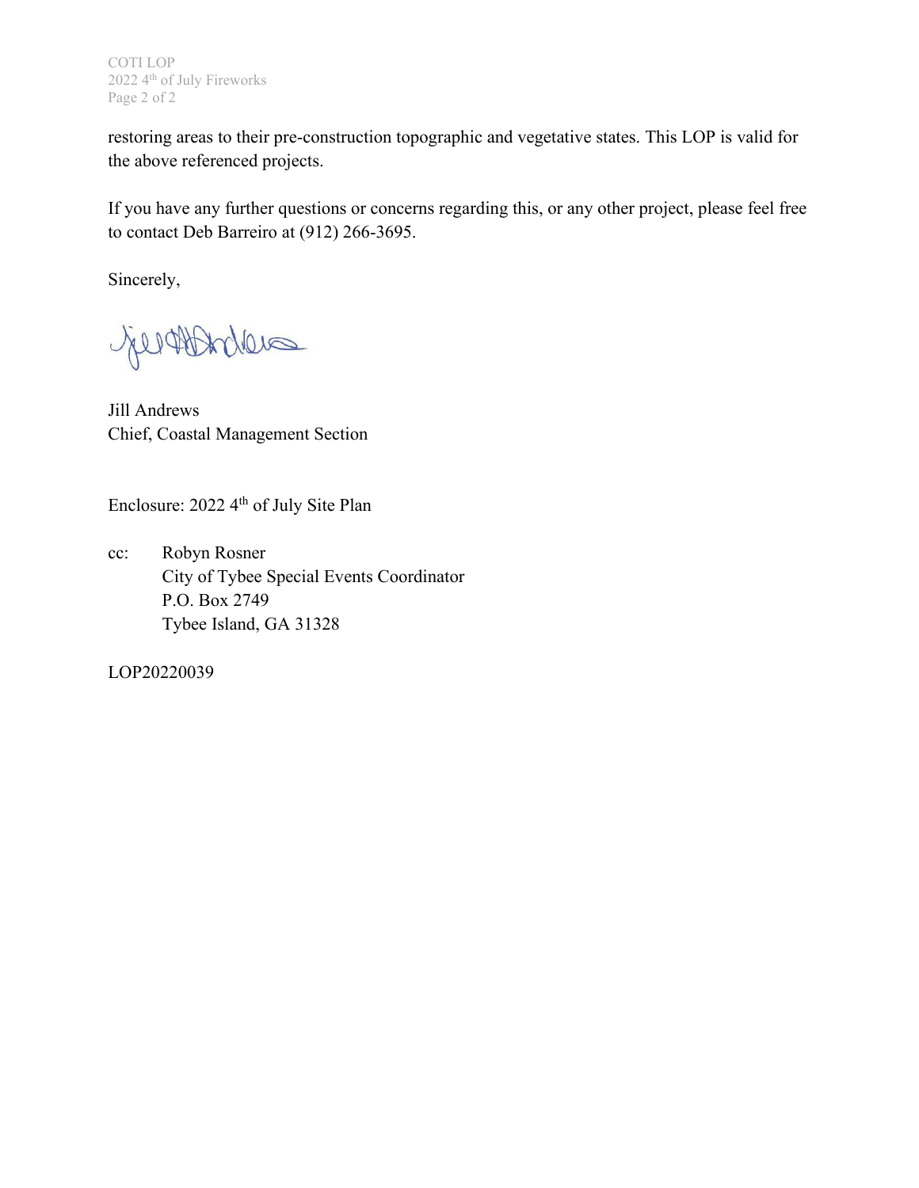restoring areas to their pre-construction topographic and vegetative states. This LOP is valid for the above referenced projects.

If you have any further questions or concerns regarding this, or any other project, please feel free to contact Deb Barreiro at (912) 266-3695.

Sincerely,

Jill Andrews
Chief, Coastal Management Section

Enclosure: 2022 4th of July Site Plan

cc: Robyn Rosner
City of Tybee Special Events Coordinator
P.O. Box 2749
Tybee Island, GA 31328

LOP20220039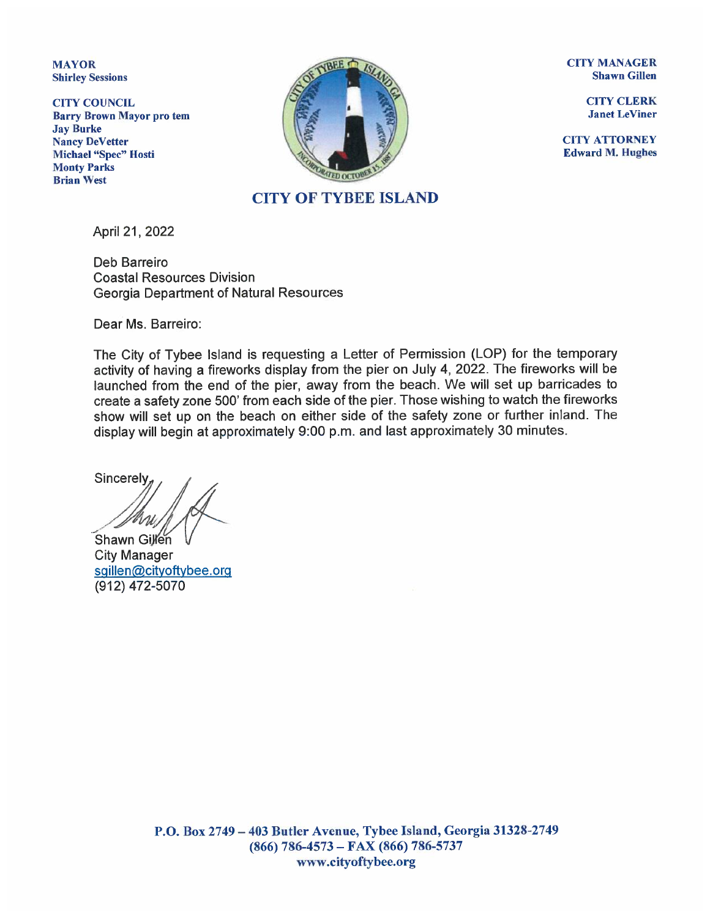**MAYOR**
**Shirley Sessions**

**CITY COUNCIL**
**Barry Brown Mayor pro tem**
**Jay Burke**
**Nancy DeVetter**
**Michael "Spec" Hosti**
**Monty Parks**
**Brian West**

**CITY MANAGER**
**Shawn Gillen**

**CITY CLERK**
**Janet LeViner**

**CITY ATTORNEY**
**Edward M. Hughes**

# CITY OF TYBEE ISLAND

April 21, 2022

Deb Barreiro
Coastal Resources Division
Georgia Department of Natural Resources

Dear Ms. Barreiro:

The City of Tybee Island is requesting a Letter of Permission (LOP) for the temporary activity of having a fireworks display from the pier on July 4, 2022. The fireworks will be launched from the end of the pier, away from the beach. We will set up barricades to create a safety zone 500' from each side of the pier. Those wishing to watch the fireworks show will set up on the beach on either side of the safety zone or further inland. The display will begin at approximately 9:00 p.m. and last approximately 30 minutes.

Sincerely,

Shawn Gillen
City Manager
sgillen@cityoftybee.org
(912) 472-5070

**P.O. Box 2749 – 403 Butler Avenue, Tybee Island, Georgia 31328-2749**
**(866) 786-4573 – FAX (866) 786-5737**
**www.cityoftybee.org**